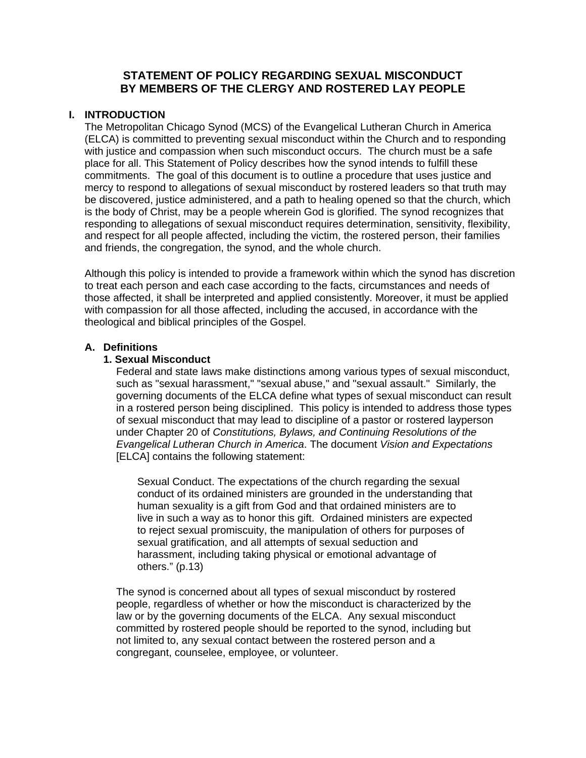# STATEMENT OF POLICY REGARDING SEXUAL MISCONDUCT BY MEMBERS OF THE CLERGY AND ROSTERED LAY PEOPLE

## I. INTRODUCTION

The Metropolitan Chicago Synod (MCS) of the Evangelical Lutheran Church in America (ELCA) is committed to preventing sexual misconduct within the Church and to responding with justice and compassion when such misconduct occurs. The church must be a safe place for all. This Statement of Policy describes how the synod intends to fulfill these commitments. The goal of this document is to outline a procedure that uses justice and mercy to respond to allegations of sexual misconduct by rostered leaders so that truth may be discovered, justice administered, and a path to healing opened so that the church, which is the body of Christ, may be a people wherein God is glorified. The synod recognizes that responding to allegations of sexual misconduct requires determination, sensitivity, flexibility, and respect for all people affected, including the victim, the rostered person, their families and friends, the congregation, the synod, and the whole church.

Although this policy is intended to provide a framework within which the synod has discretion to treat each person and each case according to the facts, circumstances and needs of those affected, it shall be interpreted and applied consistently. Moreover, it must be applied with compassion for all those affected, including the accused, in accordance with the theological and biblical principles of the Gospel.

### A. Definitions

#### 1. Sexual Misconduct

Federal and state laws make distinctions among various types of sexual misconduct, such as "sexual harassment," "sexual abuse," and "sexual assault." Similarly, the governing documents of the ELCA define what types of sexual misconduct can result in a rostered person being disciplined. This policy is intended to address those types of sexual misconduct that may lead to discipline of a pastor or rostered layperson under Chapter 20 of *Constitutions, Bylaws, and Continuing Resolutions of the Evangelical Lutheran Church in America*. The document *Vision and Expectations* [ELCA] contains the following statement:

> Sexual Conduct. The expectations of the church regarding the sexual conduct of its ordained ministers are grounded in the understanding that human sexuality is a gift from God and that ordained ministers are to live in such a way as to honor this gift. Ordained ministers are expected to reject sexual promiscuity, the manipulation of others for purposes of sexual gratification, and all attempts of sexual seduction and harassment, including taking physical or emotional advantage of others." (p.13)

The synod is concerned about all types of sexual misconduct by rostered people, regardless of whether or how the misconduct is characterized by the law or by the governing documents of the ELCA. Any sexual misconduct committed by rostered people should be reported to the synod, including but not limited to, any sexual contact between the rostered person and a congregant, counselee, employee, or volunteer.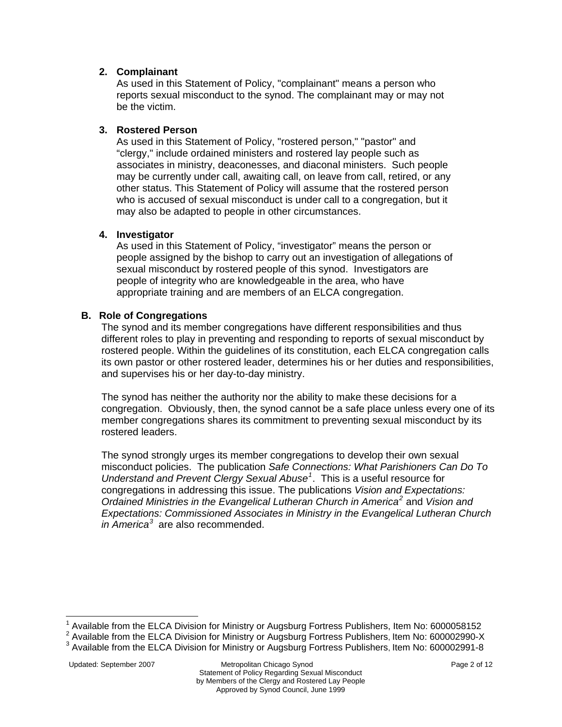2. **Complainant**
   As used in this Statement of Policy, "complainant" means a person who reports sexual misconduct to the synod. The complainant may or may not be the victim.

3. **Rostered Person**
   As used in this Statement of Policy, "rostered person," "pastor" and “clergy," include ordained ministers and rostered lay people such as associates in ministry, deaconesses, and diaconal ministers. Such people may be currently under call, awaiting call, on leave from call, retired, or any other status. This Statement of Policy will assume that the rostered person who is accused of sexual misconduct is under call to a congregation, but it may also be adapted to people in other circumstances.

4. **Investigator**
   As used in this Statement of Policy, “investigator” means the person or people assigned by the bishop to carry out an investigation of allegations of sexual misconduct by rostered people of this synod. Investigators are people of integrity who are knowledgeable in the area, who have appropriate training and are members of an ELCA congregation.

### B. Role of Congregations

The synod and its member congregations have different responsibilities and thus different roles to play in preventing and responding to reports of sexual misconduct by rostered people. Within the guidelines of its constitution, each ELCA congregation calls its own pastor or other rostered leader, determines his or her duties and responsibilities, and supervises his or her day-to-day ministry.

The synod has neither the authority nor the ability to make these decisions for a congregation. Obviously, then, the synod cannot be a safe place unless every one of its member congregations shares its commitment to preventing sexual misconduct by its rostered leaders.

The synod strongly urges its member congregations to develop their own sexual misconduct policies. The publication *Safe Connections: What Parishioners Can Do To Understand and Prevent Clergy Sexual Abuse*[1]. This is a useful resource for congregations in addressing this issue. The publications *Vision and Expectations: Ordained Ministries in the Evangelical Lutheran Church in America*[2] and *Vision and Expectations: Commissioned Associates in Ministry in the Evangelical Lutheran Church in America*[3] are also recommended.

---

[1] Available from the ELCA Division for Ministry or Augsburg Fortress Publishers, Item No: 6000058152
[2] Available from the ELCA Division for Ministry or Augsburg Fortress Publishers, Item No: 600002990-X
[3] Available from the ELCA Division for Ministry or Augsburg Fortress Publishers, Item No: 600002991-8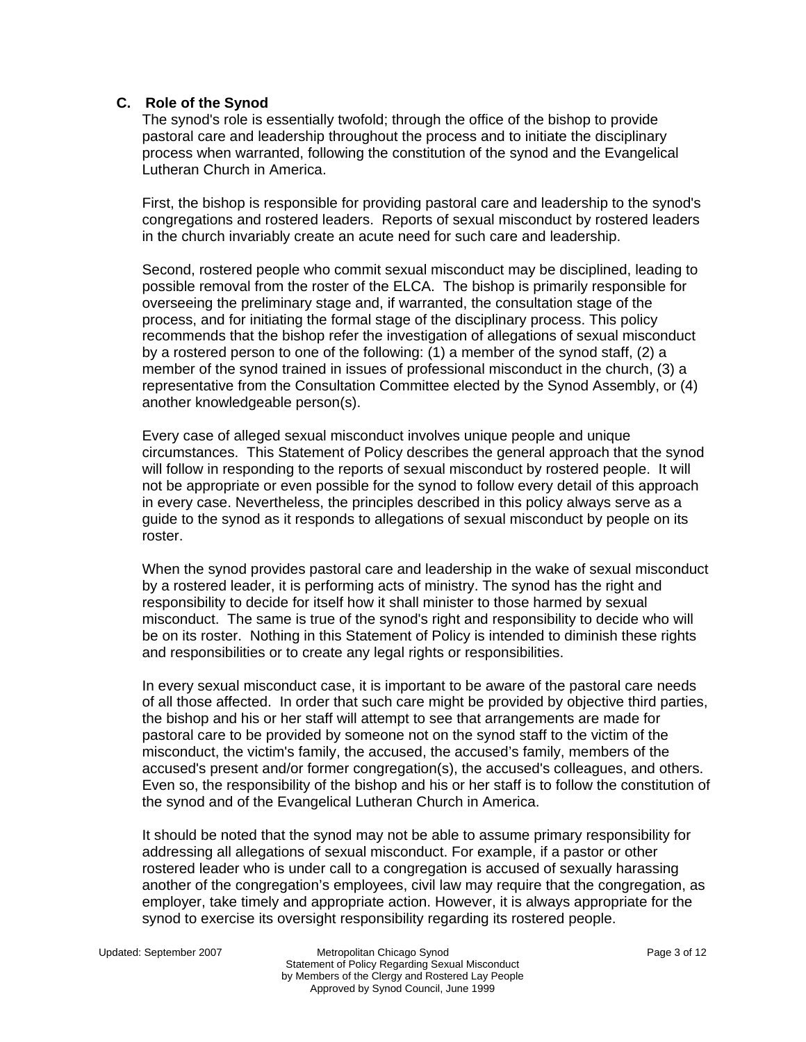### C. Role of the Synod

The synod's role is essentially twofold; through the office of the bishop to provide pastoral care and leadership throughout the process and to initiate the disciplinary process when warranted, following the constitution of the synod and the Evangelical Lutheran Church in America.

First, the bishop is responsible for providing pastoral care and leadership to the synod's congregations and rostered leaders. Reports of sexual misconduct by rostered leaders in the church invariably create an acute need for such care and leadership.

Second, rostered people who commit sexual misconduct may be disciplined, leading to possible removal from the roster of the ELCA. The bishop is primarily responsible for overseeing the preliminary stage and, if warranted, the consultation stage of the process, and for initiating the formal stage of the disciplinary process. This policy recommends that the bishop refer the investigation of allegations of sexual misconduct by a rostered person to one of the following: (1) a member of the synod staff, (2) a member of the synod trained in issues of professional misconduct in the church, (3) a representative from the Consultation Committee elected by the Synod Assembly, or (4) another knowledgeable person(s).

Every case of alleged sexual misconduct involves unique people and unique circumstances. This Statement of Policy describes the general approach that the synod will follow in responding to the reports of sexual misconduct by rostered people. It will not be appropriate or even possible for the synod to follow every detail of this approach in every case. Nevertheless, the principles described in this policy always serve as a guide to the synod as it responds to allegations of sexual misconduct by people on its roster.

When the synod provides pastoral care and leadership in the wake of sexual misconduct by a rostered leader, it is performing acts of ministry. The synod has the right and responsibility to decide for itself how it shall minister to those harmed by sexual misconduct. The same is true of the synod's right and responsibility to decide who will be on its roster. Nothing in this Statement of Policy is intended to diminish these rights and responsibilities or to create any legal rights or responsibilities.

In every sexual misconduct case, it is important to be aware of the pastoral care needs of all those affected. In order that such care might be provided by objective third parties, the bishop and his or her staff will attempt to see that arrangements are made for pastoral care to be provided by someone not on the synod staff to the victim of the misconduct, the victim's family, the accused, the accused's family, members of the accused's present and/or former congregation(s), the accused's colleagues, and others. Even so, the responsibility of the bishop and his or her staff is to follow the constitution of the synod and of the Evangelical Lutheran Church in America.

It should be noted that the synod may not be able to assume primary responsibility for addressing all allegations of sexual misconduct. For example, if a pastor or other rostered leader who is under call to a congregation is accused of sexually harassing another of the congregation's employees, civil law may require that the congregation, as employer, take timely and appropriate action. However, it is always appropriate for the synod to exercise its oversight responsibility regarding its rostered people.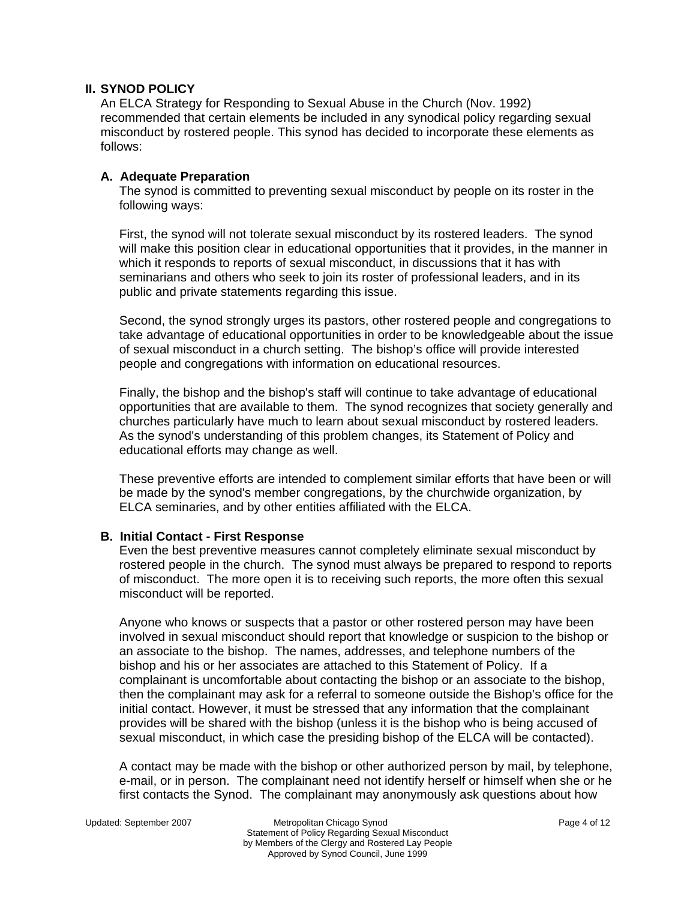## II. SYNOD POLICY

An ELCA Strategy for Responding to Sexual Abuse in the Church (Nov. 1992) recommended that certain elements be included in any synodical policy regarding sexual misconduct by rostered people. This synod has decided to incorporate these elements as follows:

### A. Adequate Preparation

The synod is committed to preventing sexual misconduct by people on its roster in the following ways:

First, the synod will not tolerate sexual misconduct by its rostered leaders. The synod will make this position clear in educational opportunities that it provides, in the manner in which it responds to reports of sexual misconduct, in discussions that it has with seminarians and others who seek to join its roster of professional leaders, and in its public and private statements regarding this issue.

Second, the synod strongly urges its pastors, other rostered people and congregations to take advantage of educational opportunities in order to be knowledgeable about the issue of sexual misconduct in a church setting. The bishop's office will provide interested people and congregations with information on educational resources.

Finally, the bishop and the bishop's staff will continue to take advantage of educational opportunities that are available to them. The synod recognizes that society generally and churches particularly have much to learn about sexual misconduct by rostered leaders. As the synod's understanding of this problem changes, its Statement of Policy and educational efforts may change as well.

These preventive efforts are intended to complement similar efforts that have been or will be made by the synod's member congregations, by the churchwide organization, by ELCA seminaries, and by other entities affiliated with the ELCA.

### B. Initial Contact - First Response

Even the best preventive measures cannot completely eliminate sexual misconduct by rostered people in the church. The synod must always be prepared to respond to reports of misconduct. The more open it is to receiving such reports, the more often this sexual misconduct will be reported.

Anyone who knows or suspects that a pastor or other rostered person may have been involved in sexual misconduct should report that knowledge or suspicion to the bishop or an associate to the bishop. The names, addresses, and telephone numbers of the bishop and his or her associates are attached to this Statement of Policy. If a complainant is uncomfortable about contacting the bishop or an associate to the bishop, then the complainant may ask for a referral to someone outside the Bishop's office for the initial contact. However, it must be stressed that any information that the complainant provides will be shared with the bishop (unless it is the bishop who is being accused of sexual misconduct, in which case the presiding bishop of the ELCA will be contacted).

A contact may be made with the bishop or other authorized person by mail, by telephone, e-mail, or in person. The complainant need not identify herself or himself when she or he first contacts the Synod. The complainant may anonymously ask questions about how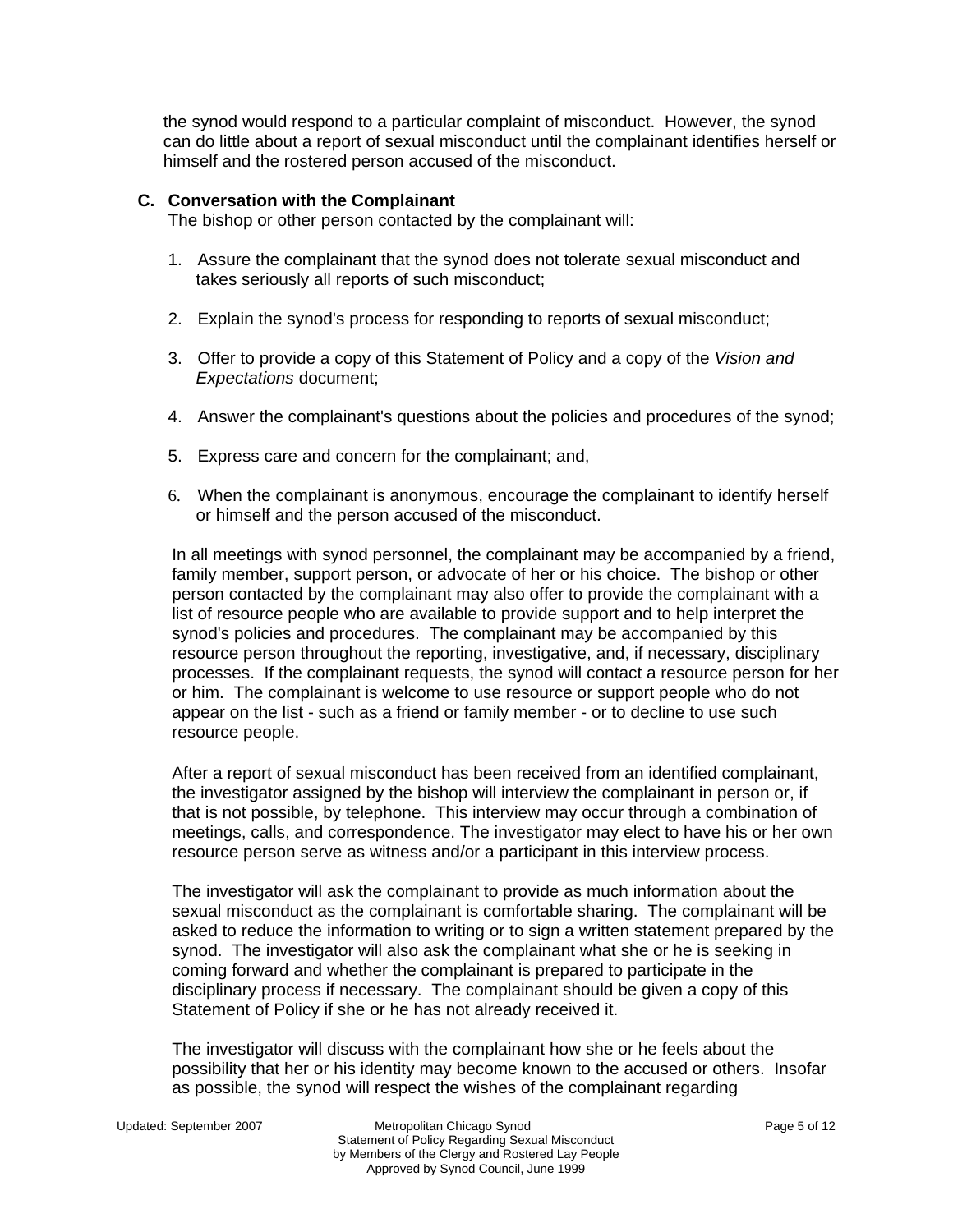the synod would respond to a particular complaint of misconduct. However, the synod can do little about a report of sexual misconduct until the complainant identifies herself or himself and the rostered person accused of the misconduct.

### C. Conversation with the Complainant

The bishop or other person contacted by the complainant will:

1. Assure the complainant that the synod does not tolerate sexual misconduct and takes seriously all reports of such misconduct;

2. Explain the synod's process for responding to reports of sexual misconduct;

3. Offer to provide a copy of this Statement of Policy and a copy of the *Vision and Expectations* document;

4. Answer the complainant's questions about the policies and procedures of the synod;

5. Express care and concern for the complainant; and,

6. When the complainant is anonymous, encourage the complainant to identify herself or himself and the person accused of the misconduct.

In all meetings with synod personnel, the complainant may be accompanied by a friend, family member, support person, or advocate of her or his choice. The bishop or other person contacted by the complainant may also offer to provide the complainant with a list of resource people who are available to provide support and to help interpret the synod's policies and procedures. The complainant may be accompanied by this resource person throughout the reporting, investigative, and, if necessary, disciplinary processes. If the complainant requests, the synod will contact a resource person for her or him. The complainant is welcome to use resource or support people who do not appear on the list - such as a friend or family member - or to decline to use such resource people.

After a report of sexual misconduct has been received from an identified complainant, the investigator assigned by the bishop will interview the complainant in person or, if that is not possible, by telephone. This interview may occur through a combination of meetings, calls, and correspondence. The investigator may elect to have his or her own resource person serve as witness and/or a participant in this interview process.

The investigator will ask the complainant to provide as much information about the sexual misconduct as the complainant is comfortable sharing. The complainant will be asked to reduce the information to writing or to sign a written statement prepared by the synod. The investigator will also ask the complainant what she or he is seeking in coming forward and whether the complainant is prepared to participate in the disciplinary process if necessary. The complainant should be given a copy of this Statement of Policy if she or he has not already received it.

The investigator will discuss with the complainant how she or he feels about the possibility that her or his identity may become known to the accused or others. Insofar as possible, the synod will respect the wishes of the complainant regarding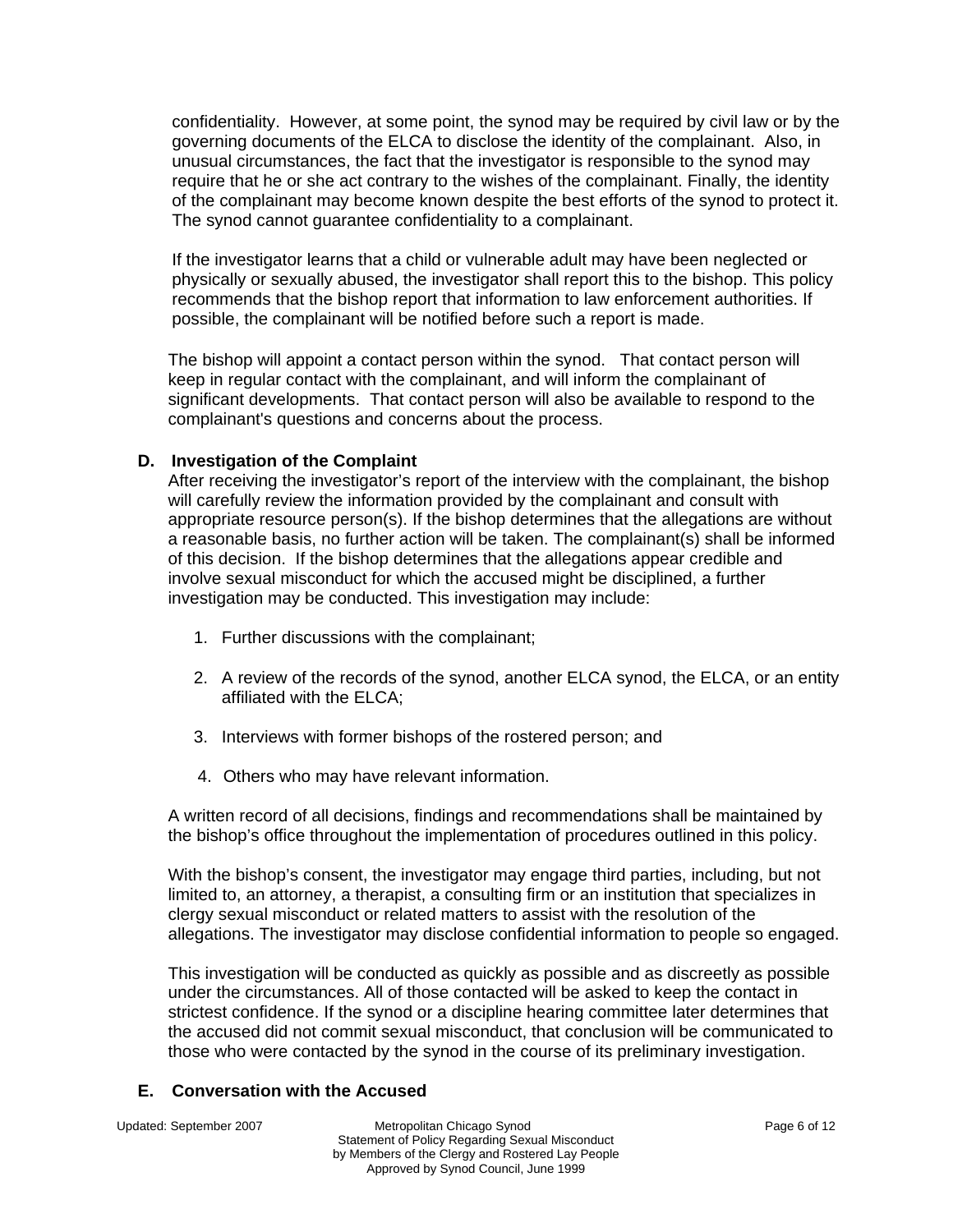confidentiality. However, at some point, the synod may be required by civil law or by the governing documents of the ELCA to disclose the identity of the complainant. Also, in unusual circumstances, the fact that the investigator is responsible to the synod may require that he or she act contrary to the wishes of the complainant. Finally, the identity of the complainant may become known despite the best efforts of the synod to protect it. The synod cannot guarantee confidentiality to a complainant.

If the investigator learns that a child or vulnerable adult may have been neglected or physically or sexually abused, the investigator shall report this to the bishop. This policy recommends that the bishop report that information to law enforcement authorities. If possible, the complainant will be notified before such a report is made.

The bishop will appoint a contact person within the synod. That contact person will keep in regular contact with the complainant, and will inform the complainant of significant developments. That contact person will also be available to respond to the complainant's questions and concerns about the process.

### D. Investigation of the Complaint

After receiving the investigator's report of the interview with the complainant, the bishop will carefully review the information provided by the complainant and consult with appropriate resource person(s). If the bishop determines that the allegations are without a reasonable basis, no further action will be taken. The complainant(s) shall be informed of this decision. If the bishop determines that the allegations appear credible and involve sexual misconduct for which the accused might be disciplined, a further investigation may be conducted. This investigation may include:

1. Further discussions with the complainant;
2. A review of the records of the synod, another ELCA synod, the ELCA, or an entity affiliated with the ELCA;
3. Interviews with former bishops of the rostered person; and
4. Others who may have relevant information.

A written record of all decisions, findings and recommendations shall be maintained by the bishop's office throughout the implementation of procedures outlined in this policy.

With the bishop's consent, the investigator may engage third parties, including, but not limited to, an attorney, a therapist, a consulting firm or an institution that specializes in clergy sexual misconduct or related matters to assist with the resolution of the allegations. The investigator may disclose confidential information to people so engaged.

This investigation will be conducted as quickly as possible and as discreetly as possible under the circumstances. All of those contacted will be asked to keep the contact in strictest confidence. If the synod or a discipline hearing committee later determines that the accused did not commit sexual misconduct, that conclusion will be communicated to those who were contacted by the synod in the course of its preliminary investigation.

### E. Conversation with the Accused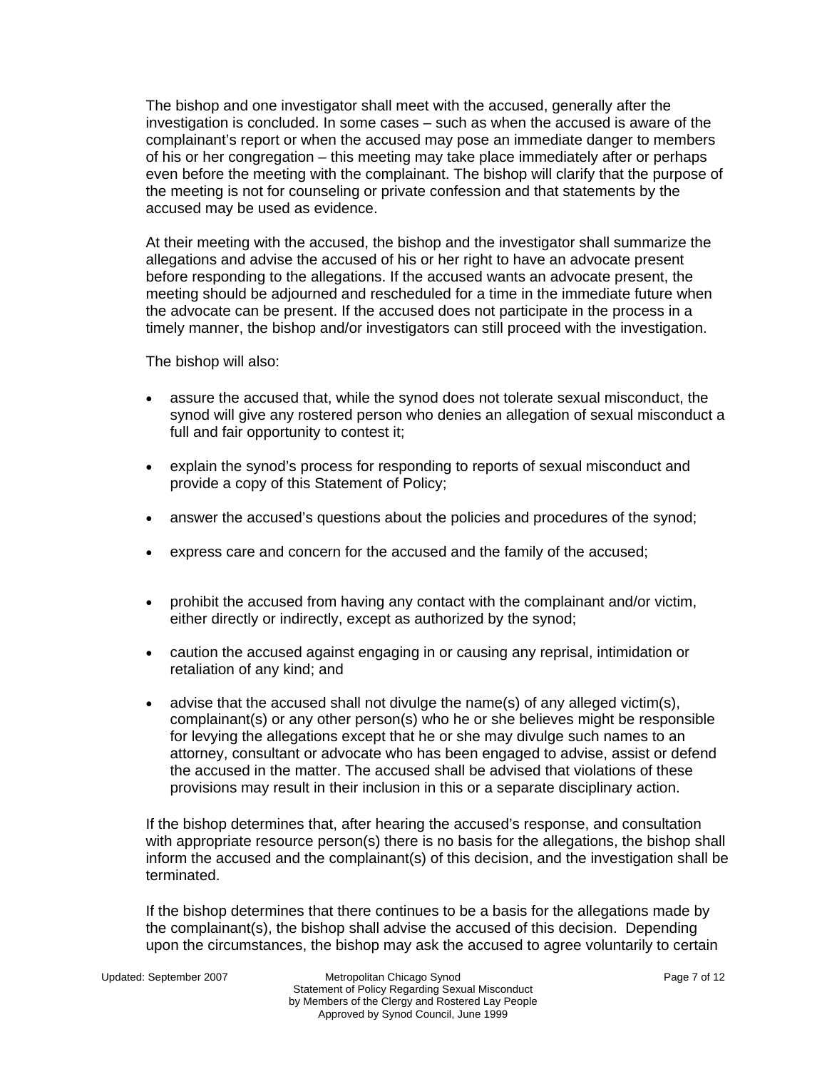The bishop and one investigator shall meet with the accused, generally after the investigation is concluded. In some cases – such as when the accused is aware of the complainant's report or when the accused may pose an immediate danger to members of his or her congregation – this meeting may take place immediately after or perhaps even before the meeting with the complainant. The bishop will clarify that the purpose of the meeting is not for counseling or private confession and that statements by the accused may be used as evidence.

At their meeting with the accused, the bishop and the investigator shall summarize the allegations and advise the accused of his or her right to have an advocate present before responding to the allegations. If the accused wants an advocate present, the meeting should be adjourned and rescheduled for a time in the immediate future when the advocate can be present. If the accused does not participate in the process in a timely manner, the bishop and/or investigators can still proceed with the investigation.

The bishop will also:

- assure the accused that, while the synod does not tolerate sexual misconduct, the synod will give any rostered person who denies an allegation of sexual misconduct a full and fair opportunity to contest it;
- explain the synod's process for responding to reports of sexual misconduct and provide a copy of this Statement of Policy;
- answer the accused's questions about the policies and procedures of the synod;
- express care and concern for the accused and the family of the accused;
- prohibit the accused from having any contact with the complainant and/or victim, either directly or indirectly, except as authorized by the synod;
- caution the accused against engaging in or causing any reprisal, intimidation or retaliation of any kind; and
- advise that the accused shall not divulge the name(s) of any alleged victim(s), complainant(s) or any other person(s) who he or she believes might be responsible for levying the allegations except that he or she may divulge such names to an attorney, consultant or advocate who has been engaged to advise, assist or defend the accused in the matter. The accused shall be advised that violations of these provisions may result in their inclusion in this or a separate disciplinary action.

If the bishop determines that, after hearing the accused's response, and consultation with appropriate resource person(s) there is no basis for the allegations, the bishop shall inform the accused and the complainant(s) of this decision, and the investigation shall be terminated.

If the bishop determines that there continues to be a basis for the allegations made by the complainant(s), the bishop shall advise the accused of this decision. Depending upon the circumstances, the bishop may ask the accused to agree voluntarily to certain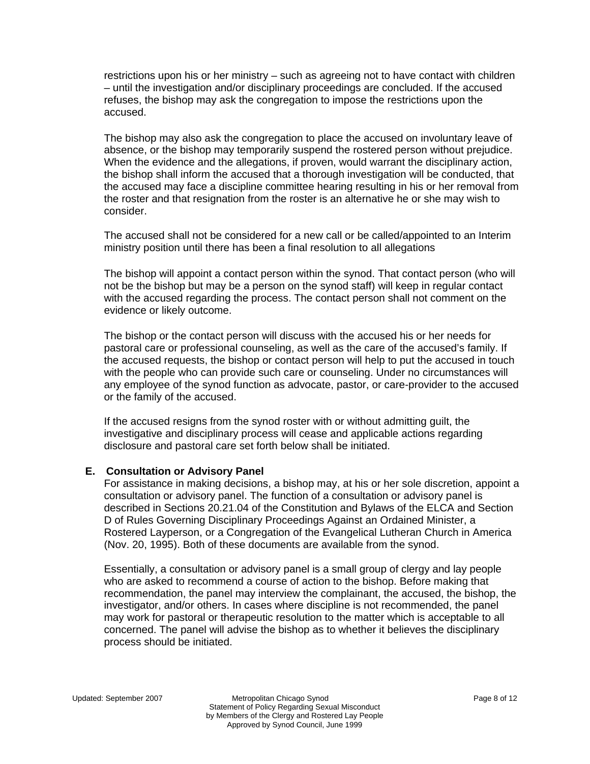restrictions upon his or her ministry – such as agreeing not to have contact with children – until the investigation and/or disciplinary proceedings are concluded. If the accused refuses, the bishop may ask the congregation to impose the restrictions upon the accused.

The bishop may also ask the congregation to place the accused on involuntary leave of absence, or the bishop may temporarily suspend the rostered person without prejudice. When the evidence and the allegations, if proven, would warrant the disciplinary action, the bishop shall inform the accused that a thorough investigation will be conducted, that the accused may face a discipline committee hearing resulting in his or her removal from the roster and that resignation from the roster is an alternative he or she may wish to consider.

The accused shall not be considered for a new call or be called/appointed to an Interim ministry position until there has been a final resolution to all allegations

The bishop will appoint a contact person within the synod. That contact person (who will not be the bishop but may be a person on the synod staff) will keep in regular contact with the accused regarding the process. The contact person shall not comment on the evidence or likely outcome.

The bishop or the contact person will discuss with the accused his or her needs for pastoral care or professional counseling, as well as the care of the accused's family. If the accused requests, the bishop or contact person will help to put the accused in touch with the people who can provide such care or counseling. Under no circumstances will any employee of the synod function as advocate, pastor, or care-provider to the accused or the family of the accused.

If the accused resigns from the synod roster with or without admitting guilt, the investigative and disciplinary process will cease and applicable actions regarding disclosure and pastoral care set forth below shall be initiated.

### E. Consultation or Advisory Panel

For assistance in making decisions, a bishop may, at his or her sole discretion, appoint a consultation or advisory panel. The function of a consultation or advisory panel is described in Sections 20.21.04 of the Constitution and Bylaws of the ELCA and Section D of Rules Governing Disciplinary Proceedings Against an Ordained Minister, a Rostered Layperson, or a Congregation of the Evangelical Lutheran Church in America (Nov. 20, 1995). Both of these documents are available from the synod.

Essentially, a consultation or advisory panel is a small group of clergy and lay people who are asked to recommend a course of action to the bishop. Before making that recommendation, the panel may interview the complainant, the accused, the bishop, the investigator, and/or others. In cases where discipline is not recommended, the panel may work for pastoral or therapeutic resolution to the matter which is acceptable to all concerned. The panel will advise the bishop as to whether it believes the disciplinary process should be initiated.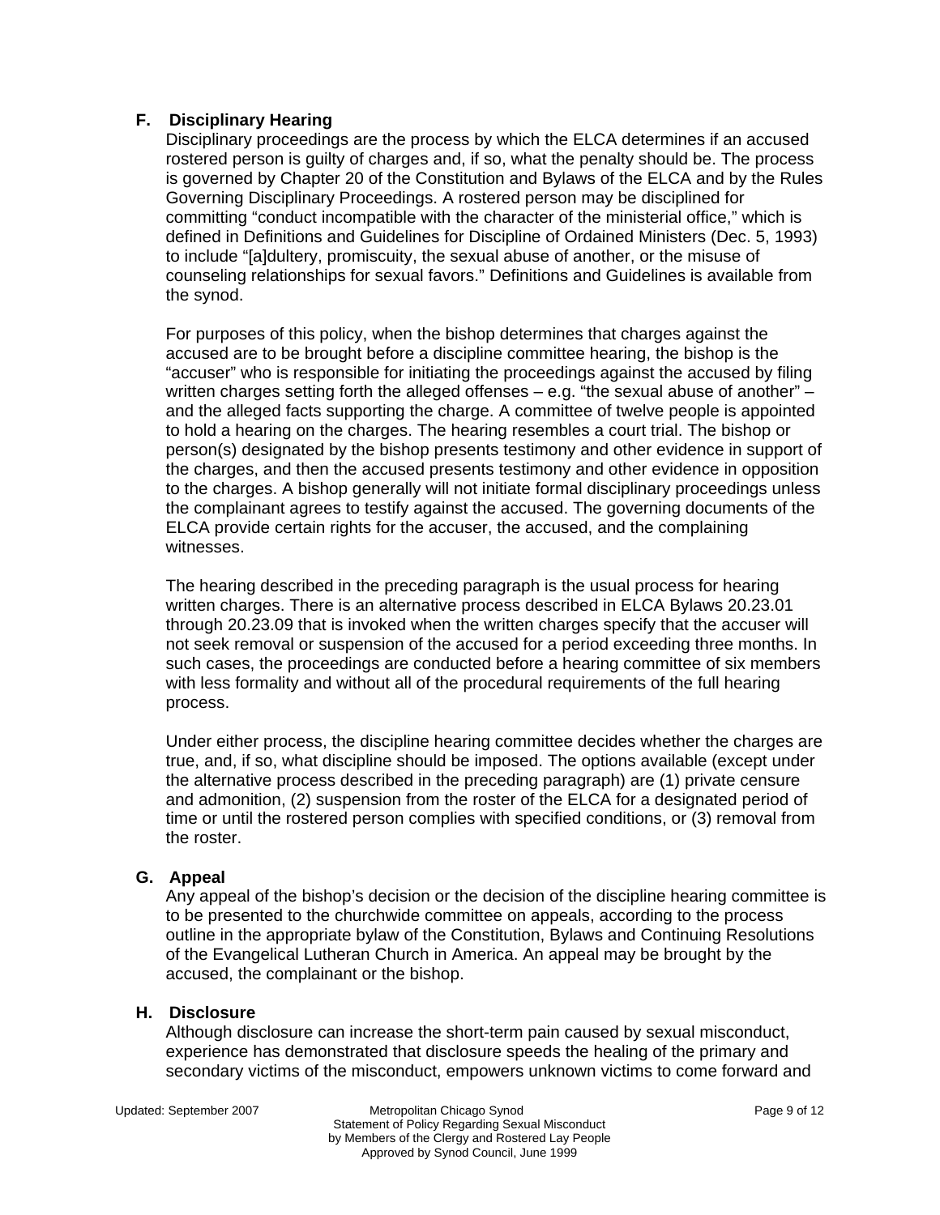### F. Disciplinary Hearing

Disciplinary proceedings are the process by which the ELCA determines if an accused rostered person is guilty of charges and, if so, what the penalty should be. The process is governed by Chapter 20 of the Constitution and Bylaws of the ELCA and by the Rules Governing Disciplinary Proceedings. A rostered person may be disciplined for committing "conduct incompatible with the character of the ministerial office," which is defined in Definitions and Guidelines for Discipline of Ordained Ministers (Dec. 5, 1993) to include "[a]dultery, promiscuity, the sexual abuse of another, or the misuse of counseling relationships for sexual favors." Definitions and Guidelines is available from the synod.

For purposes of this policy, when the bishop determines that charges against the accused are to be brought before a discipline committee hearing, the bishop is the "accuser" who is responsible for initiating the proceedings against the accused by filing written charges setting forth the alleged offenses – e.g. "the sexual abuse of another" – and the alleged facts supporting the charge. A committee of twelve people is appointed to hold a hearing on the charges. The hearing resembles a court trial. The bishop or person(s) designated by the bishop presents testimony and other evidence in support of the charges, and then the accused presents testimony and other evidence in opposition to the charges. A bishop generally will not initiate formal disciplinary proceedings unless the complainant agrees to testify against the accused. The governing documents of the ELCA provide certain rights for the accuser, the accused, and the complaining witnesses.

The hearing described in the preceding paragraph is the usual process for hearing written charges. There is an alternative process described in ELCA Bylaws 20.23.01 through 20.23.09 that is invoked when the written charges specify that the accuser will not seek removal or suspension of the accused for a period exceeding three months. In such cases, the proceedings are conducted before a hearing committee of six members with less formality and without all of the procedural requirements of the full hearing process.

Under either process, the discipline hearing committee decides whether the charges are true, and, if so, what discipline should be imposed. The options available (except under the alternative process described in the preceding paragraph) are (1) private censure and admonition, (2) suspension from the roster of the ELCA for a designated period of time or until the rostered person complies with specified conditions, or (3) removal from the roster.

### G. Appeal

Any appeal of the bishop's decision or the decision of the discipline hearing committee is to be presented to the churchwide committee on appeals, according to the process outline in the appropriate bylaw of the Constitution, Bylaws and Continuing Resolutions of the Evangelical Lutheran Church in America. An appeal may be brought by the accused, the complainant or the bishop.

### H. Disclosure

Although disclosure can increase the short-term pain caused by sexual misconduct, experience has demonstrated that disclosure speeds the healing of the primary and secondary victims of the misconduct, empowers unknown victims to come forward and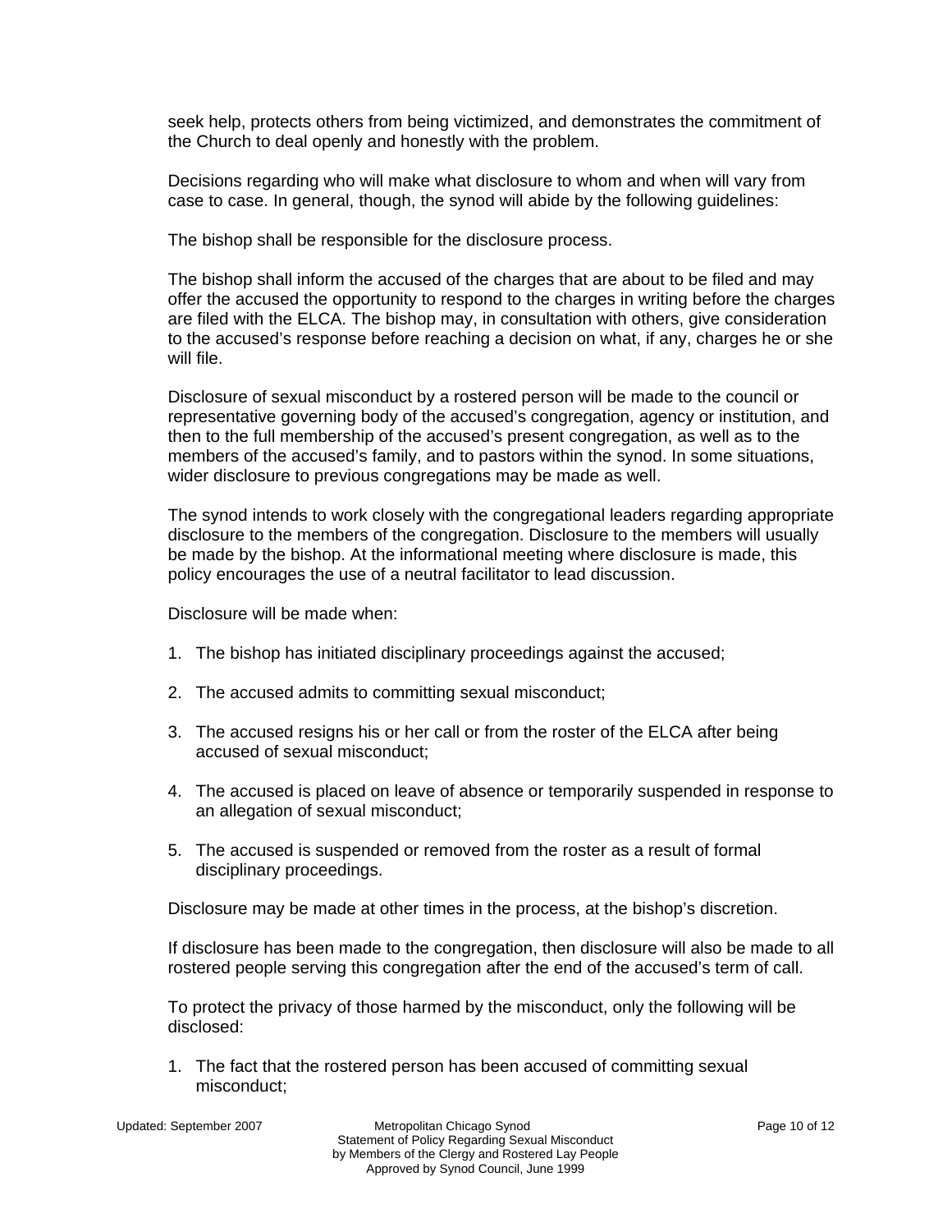seek help, protects others from being victimized, and demonstrates the commitment of the Church to deal openly and honestly with the problem.

Decisions regarding who will make what disclosure to whom and when will vary from case to case. In general, though, the synod will abide by the following guidelines:

The bishop shall be responsible for the disclosure process.

The bishop shall inform the accused of the charges that are about to be filed and may offer the accused the opportunity to respond to the charges in writing before the charges are filed with the ELCA. The bishop may, in consultation with others, give consideration to the accused's response before reaching a decision on what, if any, charges he or she will file.

Disclosure of sexual misconduct by a rostered person will be made to the council or representative governing body of the accused's congregation, agency or institution, and then to the full membership of the accused's present congregation, as well as to the members of the accused's family, and to pastors within the synod. In some situations, wider disclosure to previous congregations may be made as well.

The synod intends to work closely with the congregational leaders regarding appropriate disclosure to the members of the congregation. Disclosure to the members will usually be made by the bishop. At the informational meeting where disclosure is made, this policy encourages the use of a neutral facilitator to lead discussion.

Disclosure will be made when:

1. The bishop has initiated disciplinary proceedings against the accused;

2. The accused admits to committing sexual misconduct;

3. The accused resigns his or her call or from the roster of the ELCA after being accused of sexual misconduct;

4. The accused is placed on leave of absence or temporarily suspended in response to an allegation of sexual misconduct;

5. The accused is suspended or removed from the roster as a result of formal disciplinary proceedings.

Disclosure may be made at other times in the process, at the bishop's discretion.

If disclosure has been made to the congregation, then disclosure will also be made to all rostered people serving this congregation after the end of the accused's term of call.

To protect the privacy of those harmed by the misconduct, only the following will be disclosed:

1. The fact that the rostered person has been accused of committing sexual misconduct;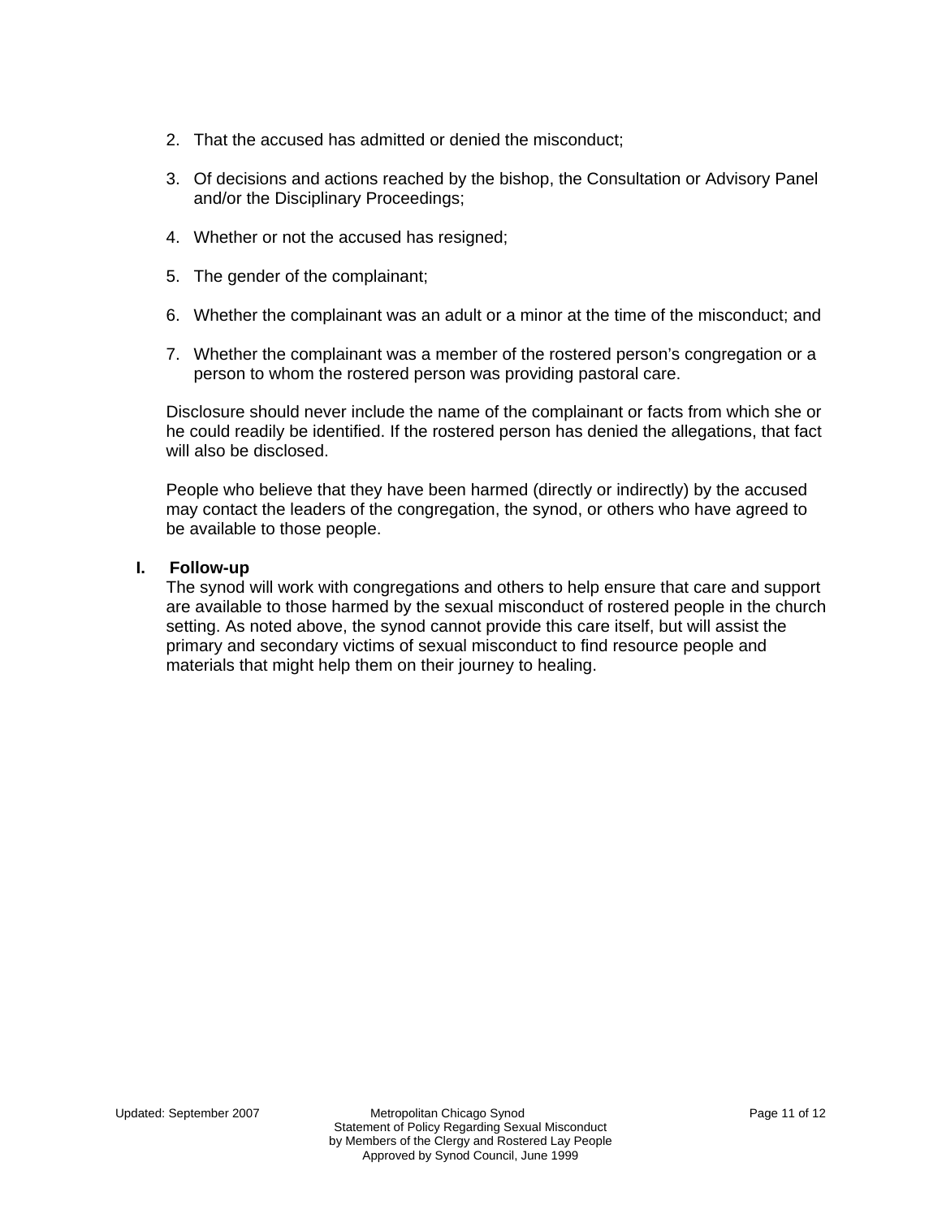2. That the accused has admitted or denied the misconduct;

3. Of decisions and actions reached by the bishop, the Consultation or Advisory Panel and/or the Disciplinary Proceedings;

4. Whether or not the accused has resigned;

5. The gender of the complainant;

6. Whether the complainant was an adult or a minor at the time of the misconduct; and

7. Whether the complainant was a member of the rostered person's congregation or a person to whom the rostered person was providing pastoral care.

Disclosure should never include the name of the complainant or facts from which she or he could readily be identified. If the rostered person has denied the allegations, that fact will also be disclosed.

People who believe that they have been harmed (directly or indirectly) by the accused may contact the leaders of the congregation, the synod, or others who have agreed to be available to those people.

**I. Follow-up**

The synod will work with congregations and others to help ensure that care and support are available to those harmed by the sexual misconduct of rostered people in the church setting. As noted above, the synod cannot provide this care itself, but will assist the primary and secondary victims of sexual misconduct to find resource people and materials that might help them on their journey to healing.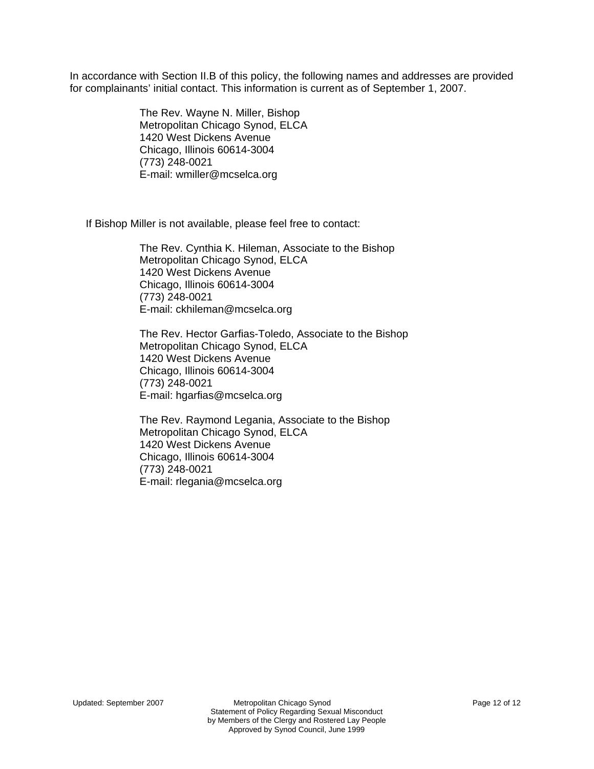In accordance with Section II.B of this policy, the following names and addresses are provided for complainants' initial contact. This information is current as of September 1, 2007.

The Rev. Wayne N. Miller, Bishop
Metropolitan Chicago Synod, ELCA
1420 West Dickens Avenue
Chicago, Illinois 60614-3004
(773) 248-0021
E-mail: wmiller@mcselca.org

If Bishop Miller is not available, please feel free to contact:

The Rev. Cynthia K. Hileman, Associate to the Bishop
Metropolitan Chicago Synod, ELCA
1420 West Dickens Avenue
Chicago, Illinois 60614-3004
(773) 248-0021
E-mail: ckhileman@mcselca.org

The Rev. Hector Garfias-Toledo, Associate to the Bishop
Metropolitan Chicago Synod, ELCA
1420 West Dickens Avenue
Chicago, Illinois 60614-3004
(773) 248-0021
E-mail: hgarfias@mcselca.org

The Rev. Raymond Legania, Associate to the Bishop
Metropolitan Chicago Synod, ELCA
1420 West Dickens Avenue
Chicago, Illinois 60614-3004
(773) 248-0021
E-mail: rlegania@mcselca.org